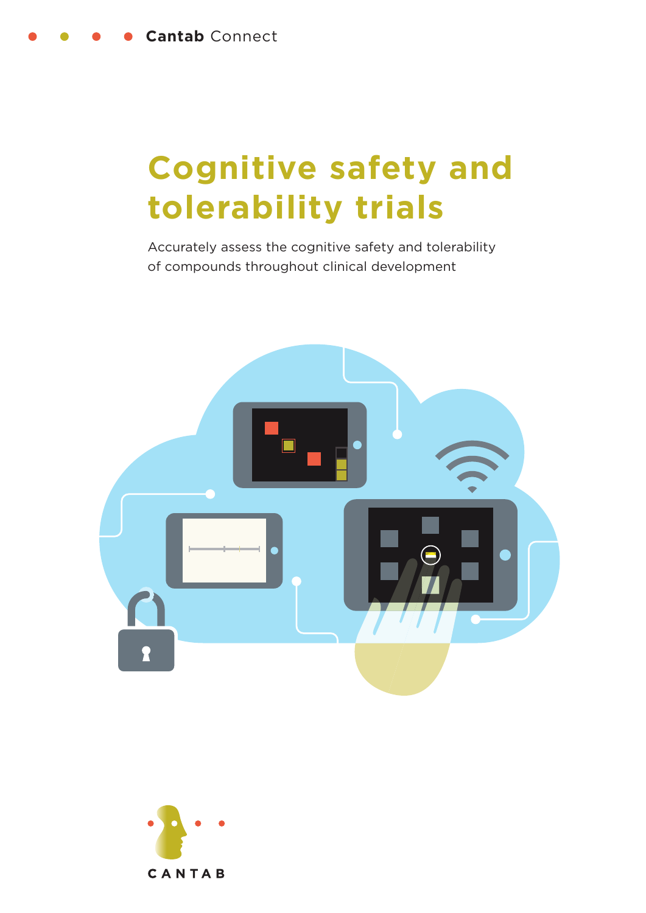**Cantab** Connect

# Cognitive safety and tolerability trials

Accurately assess the cognitive safety and tolerability of compounds throughout clinical development

CANTAB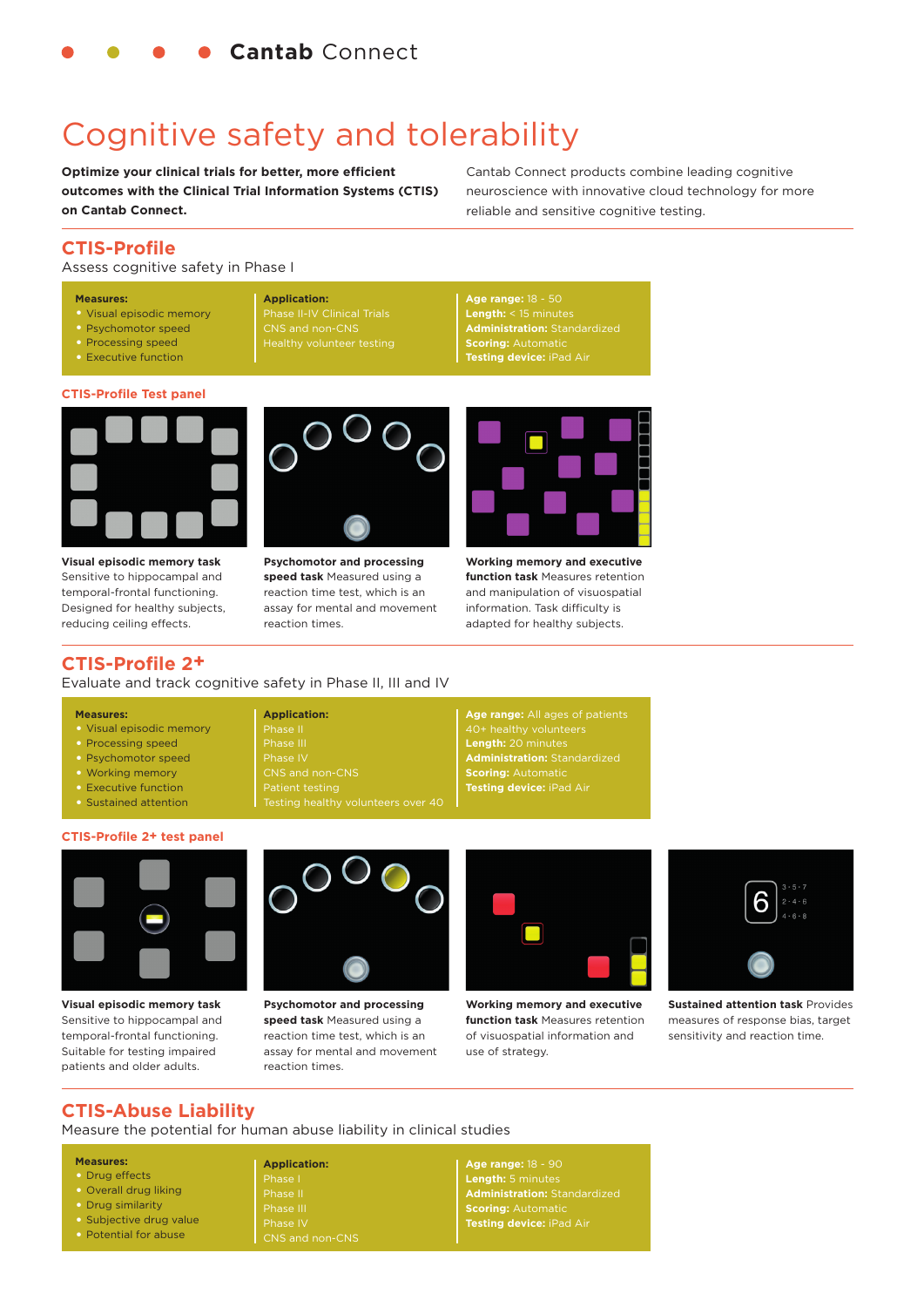# Cognitive safety and tolerability

**Optimize your clinical trials for better, more efficient outcomes with the Clinical Trial Information Systems (CTIS) on Cantab Connect.**

Cantab Connect products combine leading cognitive neuroscience with innovative cloud technology for more reliable and sensitive cognitive testing.

## CTIS-Profile

Assess cognitive safety in Phase I

**Measures:**
- Visual episodic memory
- Psychomotor speed
- Processing speed
- Executive function

**Application:**
Phase II-IV Clinical Trials
CNS and non-CNS
Healthy volunteer testing

**Age range:** 18 - 50
**Length:** < 15 minutes
**Administration:** Standardized
**Scoring:** Automatic
**Testing device:** iPad Air

### CTIS-Profile Test panel

**Visual episodic memory task** Sensitive to hippocampal and temporal-frontal functioning. Designed for healthy subjects, reducing ceiling effects.

**Psychomotor and processing speed task** Measured using a reaction time test, which is an assay for mental and movement reaction times.

**Working memory and executive function task** Measures retention and manipulation of visuospatial information. Task difficulty is adapted for healthy subjects.

## CTIS-Profile 2+

Evaluate and track cognitive safety in Phase II, III and IV

**Measures:**
- Visual episodic memory
- Processing speed
- Psychomotor speed
- Working memory
- Executive function
- Sustained attention

**Application:**
Phase II
Phase III
Phase IV
CNS and non-CNS
Patient testing
Testing healthy volunteers over 40

**Age range:** All ages of patients 40+ healthy volunteers
**Length:** 20 minutes
**Administration:** Standardized
**Scoring:** Automatic
**Testing device:** iPad Air

### CTIS-Profile 2+ test panel

**Visual episodic memory task** Sensitive to hippocampal and temporal-frontal functioning. Suitable for testing impaired patients and older adults.

**Psychomotor and processing speed task** Measured using a reaction time test, which is an assay for mental and movement reaction times.

**Working memory and executive function task** Measures retention of visuospatial information and use of strategy.

**Sustained attention task** Provides measures of response bias, target sensitivity and reaction time.

## CTIS-Abuse Liability

Measure the potential for human abuse liability in clinical studies

**Measures:**
- Drug effects
- Overall drug liking
- Drug similarity
- Subjective drug value
- Potential for abuse

**Application:**
Phase I
Phase II
Phase III
Phase IV
CNS and non-CNS

**Age range:** 18 - 90
**Length:** 5 minutes
**Administration:** Standardized
**Scoring:** Automatic
**Testing device:** iPad Air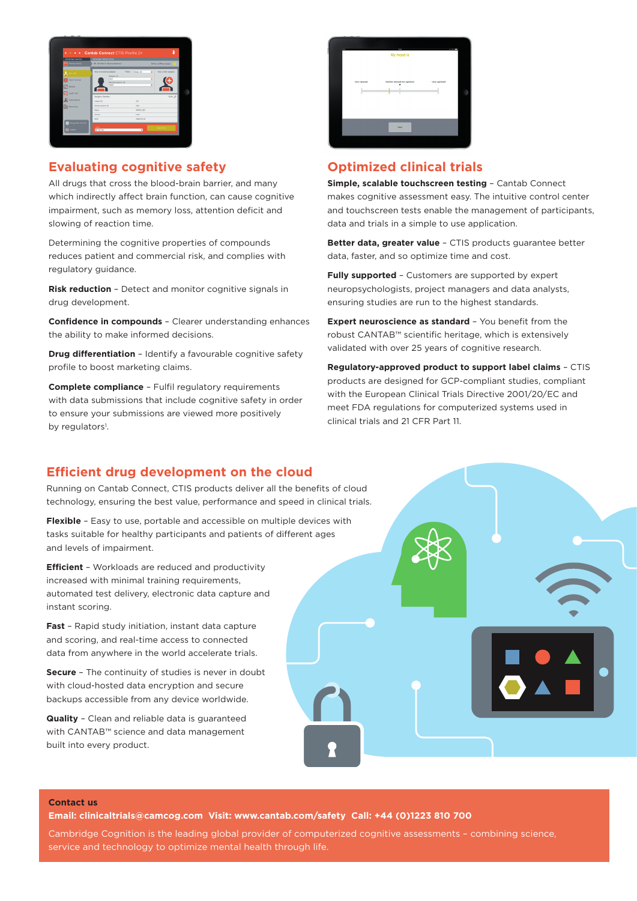## Evaluating cognitive safety

All drugs that cross the blood-brain barrier, and many which indirectly affect brain function, can cause cognitive impairment, such as memory loss, attention deficit and slowing of reaction time.

Determining the cognitive properties of compounds reduces patient and commercial risk, and complies with regulatory guidance.

**Risk reduction** – Detect and monitor cognitive signals in drug development.

**Confidence in compounds** – Clearer understanding enhances the ability to make informed decisions.

**Drug differentiation** – Identify a favourable cognitive safety profile to boost marketing claims.

**Complete compliance** – Fulfil regulatory requirements with data submissions that include cognitive safety in order to ensure your submissions are viewed more positively by regulators[1].

## Optimized clinical trials

**Simple, scalable touchscreen testing** – Cantab Connect makes cognitive assessment easy. The intuitive control center and touchscreen tests enable the management of participants, data and trials in a simple to use application.

**Better data, greater value** – CTIS products guarantee better data, faster, and so optimize time and cost.

**Fully supported** – Customers are supported by expert neuropsychologists, project managers and data analysts, ensuring studies are run to the highest standards.

**Expert neuroscience as standard** – You benefit from the robust CANTAB™ scientific heritage, which is extensively validated with over 25 years of cognitive research.

**Regulatory-approved product to support label claims** – CTIS products are designed for GCP-compliant studies, compliant with the European Clinical Trials Directive 2001/20/EC and meet FDA regulations for computerized systems used in clinical trials and 21 CFR Part 11.

## Efficient drug development on the cloud

Running on Cantab Connect, CTIS products deliver all the benefits of cloud technology, ensuring the best value, performance and speed in clinical trials.

**Flexible** – Easy to use, portable and accessible on multiple devices with tasks suitable for healthy participants and patients of different ages and levels of impairment.

**Efficient** – Workloads are reduced and productivity increased with minimal training requirements, automated test delivery, electronic data capture and instant scoring.

**Fast** – Rapid study initiation, instant data capture and scoring, and real-time access to connected data from anywhere in the world accelerate trials.

**Secure** – The continuity of studies is never in doubt with cloud-hosted data encryption and secure backups accessible from any device worldwide.

**Quality** – Clean and reliable data is guaranteed with CANTAB™ science and data management built into every product.

**Contact us**

**Email: clinicaltrials@camcog.com Visit: www.cantab.com/safety Call: +44 (0)1223 810 700**

Cambridge Cognition is the leading global provider of computerized cognitive assessments – combining science, service and technology to optimize mental health through life.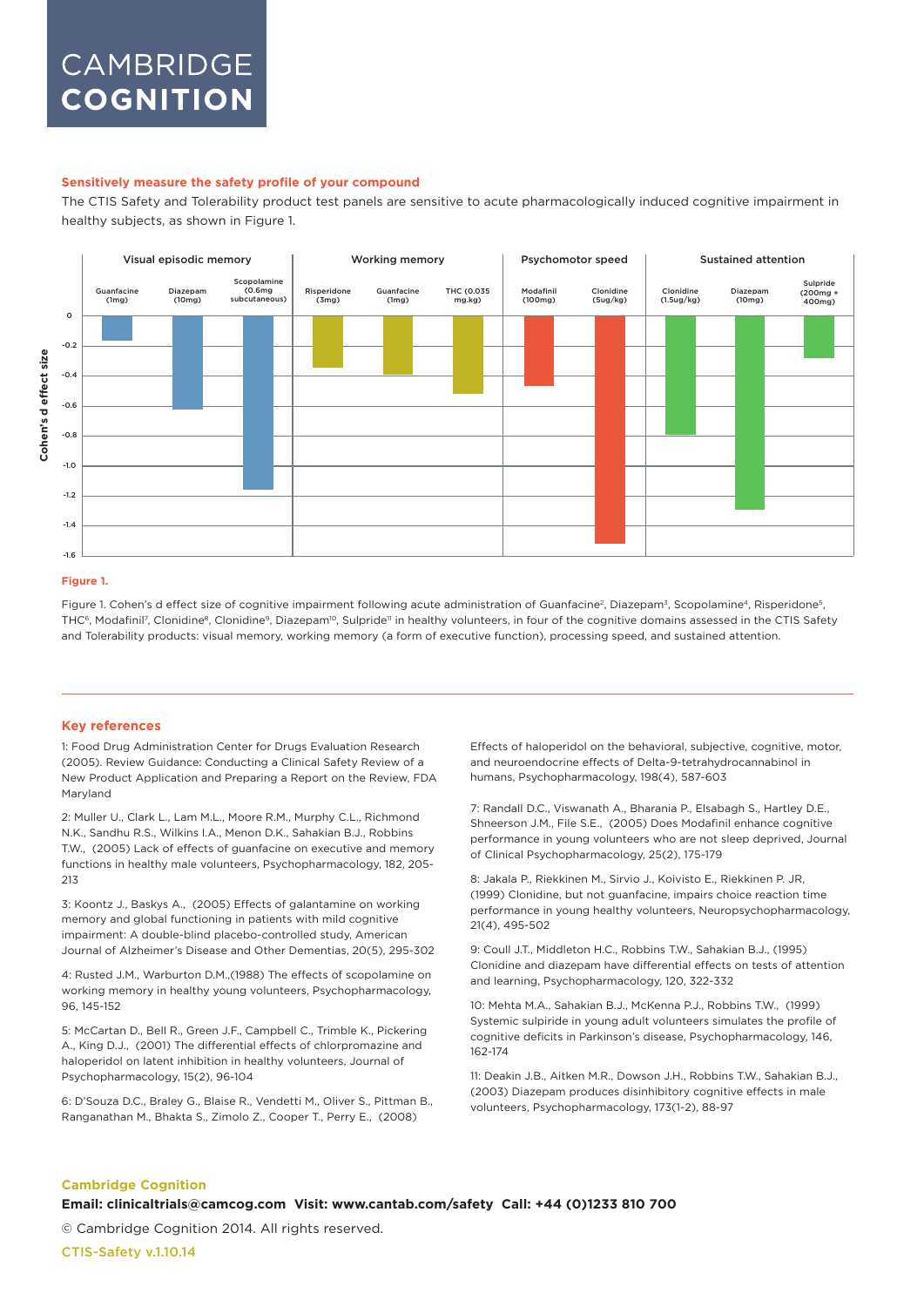CAMBRIDGE
**COGNITION**

**Sensitively measure the safety profile of your compound**

The CTIS Safety and Tolerability product test panels are sensitive to acute pharmacologically induced cognitive impairment in healthy subjects, as shown in Figure 1.

Visual episodic memory
Working memory
Psychomotor speed
Sustained attention

Guanfacine (1mg)
Diazepam (10mg)
Scopolamine (0.6mg subcutaneous)
Risperidone (3mg)
Guanfacine (1mg)
THC (0.035 mg.kg)
Modafinil (100mg)
Clonidine (5ug/kg)
Clonidine (1.5ug/kg)
Diazepam (10mg)
Sulpride (200mg + 400mg)

Cohen's d effect size

0
-0.2
-0.4
-0.6
-0.8
-1.0
-1.2
-1.4
-1.6

**Figure 1.**

Figure 1. Cohen's d effect size of cognitive impairment following acute administration of Guanfacine[2], Diazepam[3], Scopolamine[4], Risperidone[5], THC[6], Modafinil[7], Clonidine[8], Clonidine[9], Diazepam[10], Sulpride[11] in healthy volunteers, in four of the cognitive domains assessed in the CTIS Safety and Tolerability products: visual memory, working memory (a form of executive function), processing speed, and sustained attention.

---

## Key references

1: Food Drug Administration Center for Drugs Evaluation Research (2005). Review Guidance: Conducting a Clinical Safety Review of a New Product Application and Preparing a Report on the Review, FDA Maryland

2: Muller U., Clark L., Lam M.L., Moore R.M., Murphy C.L., Richmond N.K., Sandhu R.S., Wilkins I.A., Menon D.K., Sahakian B.J., Robbins T.W., (2005) Lack of effects of guanfacine on executive and memory functions in healthy male volunteers, Psychopharmacology, 182, 205-213

3: Koontz J., Baskys A., (2005) Effects of galantamine on working memory and global functioning in patients with mild cognitive impairment: A double-blind placebo-controlled study, American Journal of Alzheimer's Disease and Other Dementias, 20(5), 295-302

4: Rusted J.M., Warburton D.M.,(1988) The effects of scopolamine on working memory in healthy young volunteers, Psychopharmacology, 96, 145-152

5: McCartan D., Bell R., Green J.F., Campbell C., Trimble K., Pickering A., King D.J., (2001) The differential effects of chlorpromazine and haloperidol on latent inhibition in healthy volunteers, Journal of Psychopharmacology, 15(2), 96-104

6: D'Souza D.C., Braley G., Blaise R., Vendetti M., Oliver S., Pittman B., Ranganathan M., Bhakta S., Zimolo Z., Cooper T., Perry E., (2008) Effects of haloperidol on the behavioral, subjective, cognitive, motor, and neuroendocrine effects of Delta-9-tetrahydrocannabinol in humans, Psychopharmacology, 198(4), 587-603

7: Randall D.C., Viswanath A., Bharania P., Elsabagh S., Hartley D.E., Shneerson J.M., File S.E., (2005) Does Modafinil enhance cognitive performance in young volunteers who are not sleep deprived, Journal of Clinical Psychopharmacology, 25(2), 175-179

8: Jakala P., Riekkinen M., Sirvio J., Koivisto E., Riekkinen P. JR, (1999) Clonidine, but not guanfacine, impairs choice reaction time performance in young healthy volunteers, Neuropsychopharmacology, 21(4), 495-502

9: Coull J.T., Middleton H.C., Robbins T.W., Sahakian B.J., (1995) Clonidine and diazepam have differential effects on tests of attention and learning, Psychopharmacology, 120, 322-332

10: Mehta M.A., Sahakian B.J., McKenna P.J., Robbins T.W., (1999) Systemic sulpiride in young adult volunteers simulates the profile of cognitive deficits in Parkinson's disease, Psychopharmacology, 146, 162-174

11: Deakin J.B., Aitken M.R., Dowson J.H., Robbins T.W., Sahakian B.J., (2003) Diazepam produces disinhibitory cognitive effects in male volunteers, Psychopharmacology, 173(1-2), 88-97

**Cambridge Cognition**

**Email: clinicaltrials@camcog.com Visit: www.cantab.com/safety Call: +44 (0)1233 810 700**

© Cambridge Cognition 2014. All rights reserved.

CTIS-Safety v.1.10.14